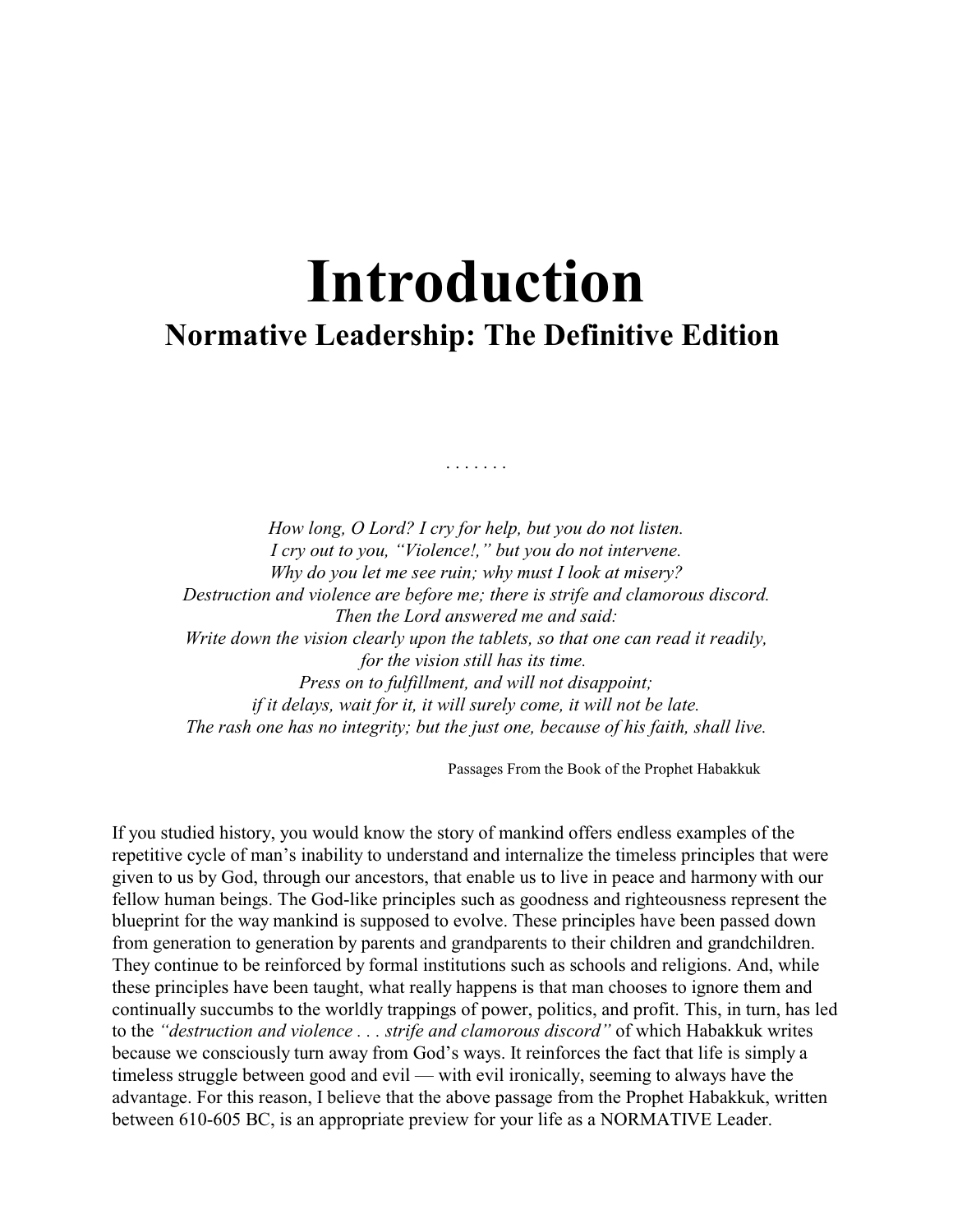# Introduction

## Normative Leadership: The Definitive Edition

. . . . . . .

*How long, O Lord? I cry for help, but you do not listen.*
*I cry out to you, "Violence!," but you do not intervene.*
*Why do you let me see ruin; why must I look at misery?*
*Destruction and violence are before me; there is strife and clamorous discord.*
*Then the Lord answered me and said:*
*Write down the vision clearly upon the tablets, so that one can read it readily,*
*for the vision still has its time.*
*Press on to fulfillment, and will not disappoint;*
*if it delays, wait for it, it will surely come, it will not be late.*
*The rash one has no integrity; but the just one, because of his faith, shall live.*

Passages From the Book of the Prophet Habakkuk

If you studied history, you would know the story of mankind offers endless examples of the repetitive cycle of man's inability to understand and internalize the timeless principles that were given to us by God, through our ancestors, that enable us to live in peace and harmony with our fellow human beings. The God-like principles such as goodness and righteousness represent the blueprint for the way mankind is supposed to evolve. These principles have been passed down from generation to generation by parents and grandparents to their children and grandchildren. They continue to be reinforced by formal institutions such as schools and religions. And, while these principles have been taught, what really happens is that man chooses to ignore them and continually succumbs to the worldly trappings of power, politics, and profit. This, in turn, has led to the *"destruction and violence . . . strife and clamorous discord"* of which Habakkuk writes because we consciously turn away from God's ways. It reinforces the fact that life is simply a timeless struggle between good and evil — with evil ironically, seeming to always have the advantage. For this reason, I believe that the above passage from the Prophet Habakkuk, written between 610-605 BC, is an appropriate preview for your life as a NORMATIVE Leader.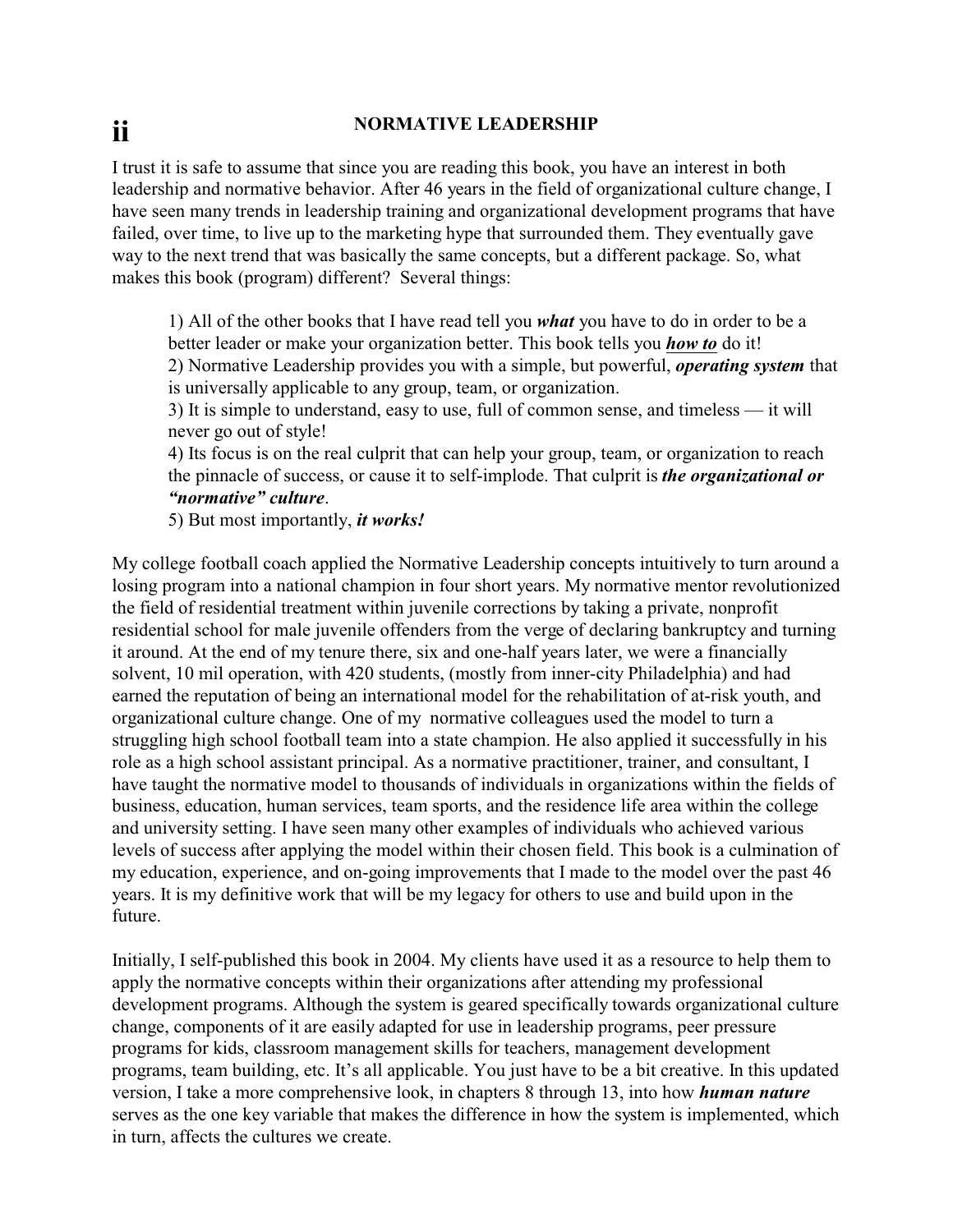## NORMATIVE LEADERSHIP

I trust it is safe to assume that since you are reading this book, you have an interest in both leadership and normative behavior. After 46 years in the field of organizational culture change, I have seen many trends in leadership training and organizational development programs that have failed, over time, to live up to the marketing hype that surrounded them. They eventually gave way to the next trend that was basically the same concepts, but a different package. So, what makes this book (program) different? Several things:

> 1) All of the other books that I have read tell you ***what*** you have to do in order to be a better leader or make your organization better. This book tells you ***how to*** do it!
> 2) Normative Leadership provides you with a simple, but powerful, ***operating system*** that is universally applicable to any group, team, or organization.
> 3) It is simple to understand, easy to use, full of common sense, and timeless — it will never go out of style!
> 4) Its focus is on the real culprit that can help your group, team, or organization to reach the pinnacle of success, or cause it to self-implode. That culprit is ***the organizational or "normative" culture***.
> 5) But most importantly, ***it works!***

My college football coach applied the Normative Leadership concepts intuitively to turn around a losing program into a national champion in four short years. My normative mentor revolutionized the field of residential treatment within juvenile corrections by taking a private, nonprofit residential school for male juvenile offenders from the verge of declaring bankruptcy and turning it around. At the end of my tenure there, six and one-half years later, we were a financially solvent, 10 mil operation, with 420 students, (mostly from inner-city Philadelphia) and had earned the reputation of being an international model for the rehabilitation of at-risk youth, and organizational culture change. One of my normative colleagues used the model to turn a struggling high school football team into a state champion. He also applied it successfully in his role as a high school assistant principal. As a normative practitioner, trainer, and consultant, I have taught the normative model to thousands of individuals in organizations within the fields of business, education, human services, team sports, and the residence life area within the college and university setting. I have seen many other examples of individuals who achieved various levels of success after applying the model within their chosen field. This book is a culmination of my education, experience, and on-going improvements that I made to the model over the past 46 years. It is my definitive work that will be my legacy for others to use and build upon in the future.

Initially, I self-published this book in 2004. My clients have used it as a resource to help them to apply the normative concepts within their organizations after attending my professional development programs. Although the system is geared specifically towards organizational culture change, components of it are easily adapted for use in leadership programs, peer pressure programs for kids, classroom management skills for teachers, management development programs, team building, etc. It's all applicable. You just have to be a bit creative. In this updated version, I take a more comprehensive look, in chapters 8 through 13, into how ***human nature*** serves as the one key variable that makes the difference in how the system is implemented, which in turn, affects the cultures we create.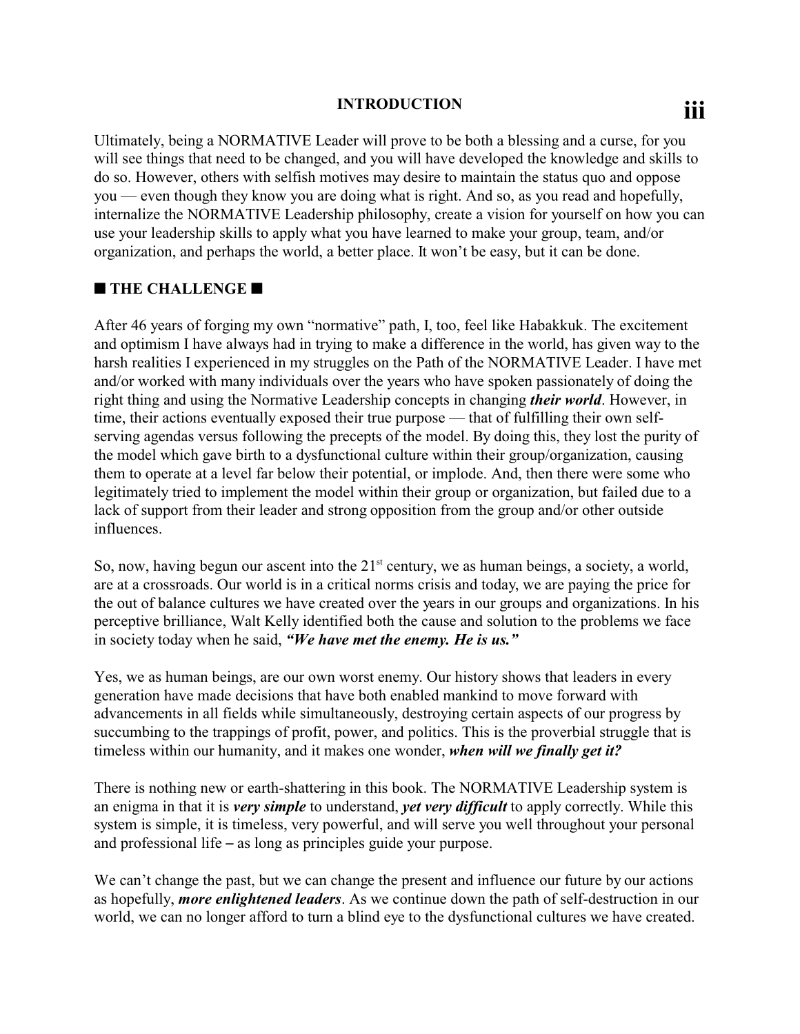Ultimately, being a NORMATIVE Leader will prove to be both a blessing and a curse, for you will see things that need to be changed, and you will have developed the knowledge and skills to do so. However, others with selfish motives may desire to maintain the status quo and oppose you — even though they know you are doing what is right. And so, as you read and hopefully, internalize the NORMATIVE Leadership philosophy, create a vision for yourself on how you can use your leadership skills to apply what you have learned to make your group, team, and/or organization, and perhaps the world, a better place. It won't be easy, but it can be done.

## ■ THE CHALLENGE ■

After 46 years of forging my own "normative" path, I, too, feel like Habakkuk. The excitement and optimism I have always had in trying to make a difference in the world, has given way to the harsh realities I experienced in my struggles on the Path of the NORMATIVE Leader. I have met and/or worked with many individuals over the years who have spoken passionately of doing the right thing and using the Normative Leadership concepts in changing ***their world***. However, in time, their actions eventually exposed their true purpose — that of fulfilling their own self-serving agendas versus following the precepts of the model. By doing this, they lost the purity of the model which gave birth to a dysfunctional culture within their group/organization, causing them to operate at a level far below their potential, or implode. And, then there were some who legitimately tried to implement the model within their group or organization, but failed due to a lack of support from their leader and strong opposition from the group and/or other outside influences.

So, now, having begun our ascent into the 21st century, we as human beings, a society, a world, are at a crossroads. Our world is in a critical norms crisis and today, we are paying the price for the out of balance cultures we have created over the years in our groups and organizations. In his perceptive brilliance, Walt Kelly identified both the cause and solution to the problems we face in society today when he said, ***"We have met the enemy. He is us."***

Yes, we as human beings, are our own worst enemy. Our history shows that leaders in every generation have made decisions that have both enabled mankind to move forward with advancements in all fields while simultaneously, destroying certain aspects of our progress by succumbing to the trappings of profit, power, and politics. This is the proverbial struggle that is timeless within our humanity, and it makes one wonder, ***when will we finally get it?***

There is nothing new or earth-shattering in this book. The NORMATIVE Leadership system is an enigma in that it is ***very simple*** to understand, ***yet very difficult*** to apply correctly. While this system is simple, it is timeless, very powerful, and will serve you well throughout your personal and professional life – as long as principles guide your purpose.

We can't change the past, but we can change the present and influence our future by our actions as hopefully, ***more enlightened leaders***. As we continue down the path of self-destruction in our world, we can no longer afford to turn a blind eye to the dysfunctional cultures we have created.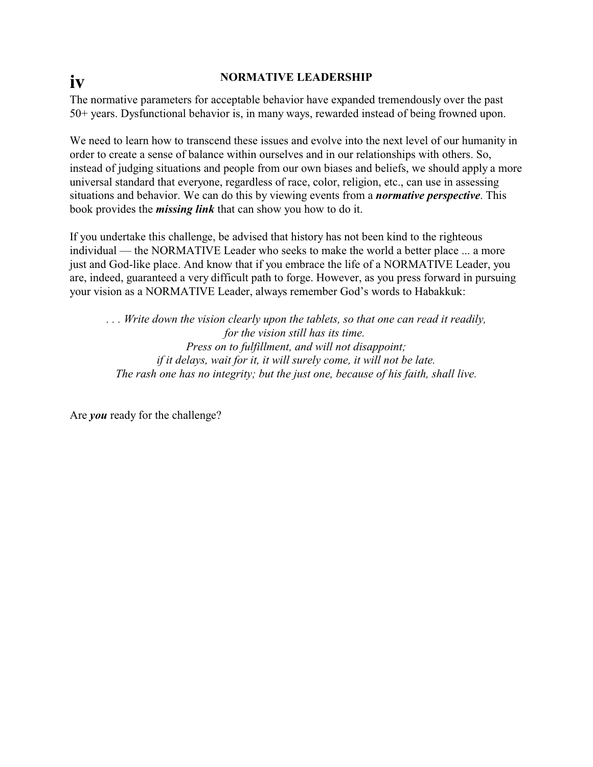## NORMATIVE LEADERSHIP

The normative parameters for acceptable behavior have expanded tremendously over the past 50+ years. Dysfunctional behavior is, in many ways, rewarded instead of being frowned upon.

We need to learn how to transcend these issues and evolve into the next level of our humanity in order to create a sense of balance within ourselves and in our relationships with others. So, instead of judging situations and people from our own biases and beliefs, we should apply a more universal standard that everyone, regardless of race, color, religion, etc., can use in assessing situations and behavior. We can do this by viewing events from a ***normative perspective***. This book provides the ***missing link*** that can show you how to do it.

If you undertake this challenge, be advised that history has not been kind to the righteous individual — the NORMATIVE Leader who seeks to make the world a better place ... a more just and God-like place. And know that if you embrace the life of a NORMATIVE Leader, you are, indeed, guaranteed a very difficult path to forge. However, as you press forward in pursuing your vision as a NORMATIVE Leader, always remember God's words to Habakkuk:

> *. . . Write down the vision clearly upon the tablets, so that one can read it readily,*
> *for the vision still has its time.*
> *Press on to fulfillment, and will not disappoint;*
> *if it delays, wait for it, it will surely come, it will not be late.*
> *The rash one has no integrity; but the just one, because of his faith, shall live.*

Are ***you*** ready for the challenge?